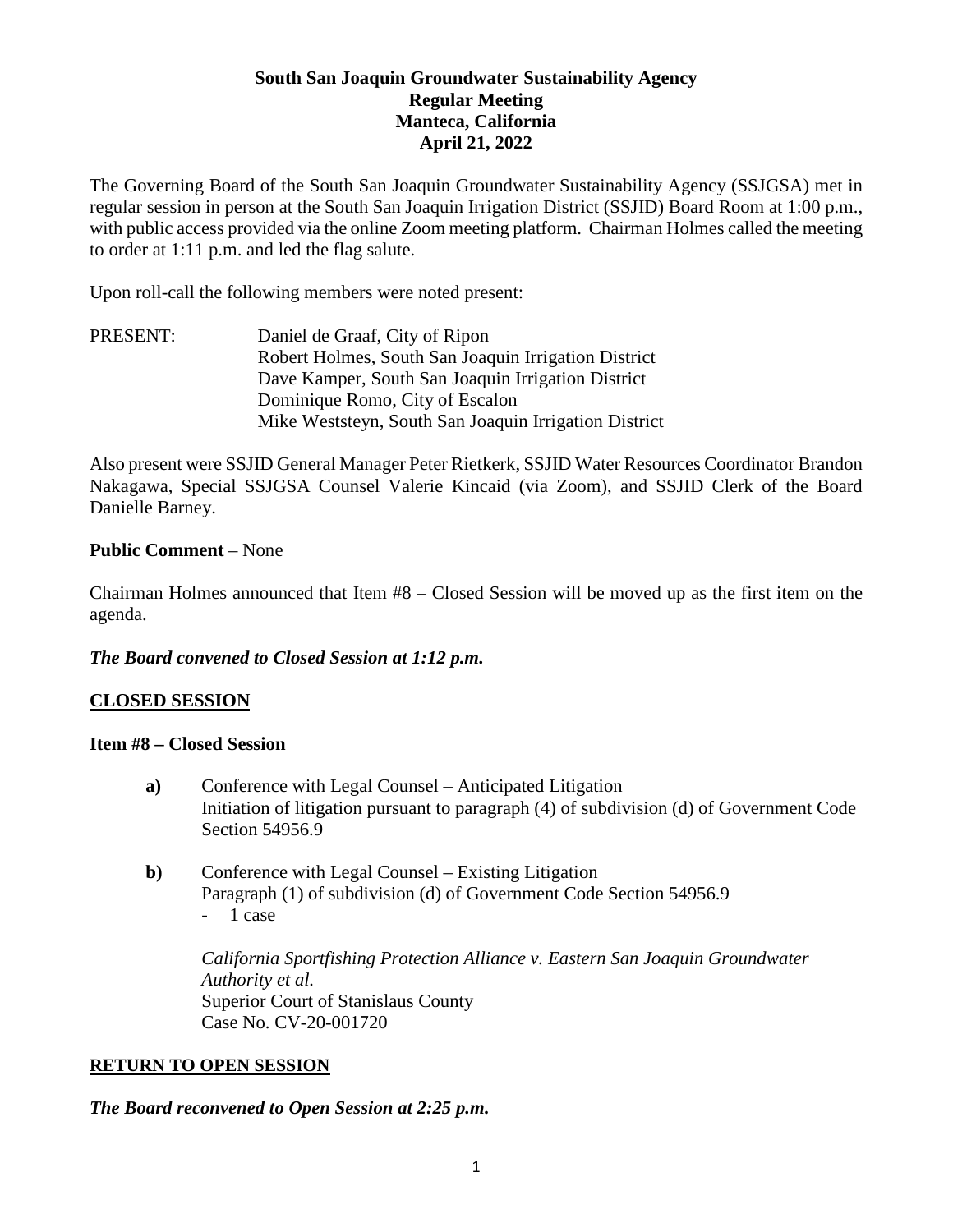# South San Joaquin Groundwater Sustainability Agency
## Regular Meeting
## Manteca, California
## April 21, 2022

The Governing Board of the South San Joaquin Groundwater Sustainability Agency (SSJGSA) met in regular session in person at the South San Joaquin Irrigation District (SSJID) Board Room at 1:00 p.m., with public access provided via the online Zoom meeting platform. Chairman Holmes called the meeting to order at 1:11 p.m. and led the flag salute.

Upon roll-call the following members were noted present:

PRESENT:
- Daniel de Graaf, City of Ripon
- Robert Holmes, South San Joaquin Irrigation District
- Dave Kamper, South San Joaquin Irrigation District
- Dominique Romo, City of Escalon
- Mike Weststeyn, South San Joaquin Irrigation District

Also present were SSJID General Manager Peter Rietkerk, SSJID Water Resources Coordinator Brandon Nakagawa, Special SSJGSA Counsel Valerie Kincaid (via Zoom), and SSJID Clerk of the Board Danielle Barney.

**Public Comment** – None

Chairman Holmes announced that Item #8 – Closed Session will be moved up as the first item on the agenda.

***The Board convened to Closed Session at 1:12 p.m.***

## CLOSED SESSION

### Item #8 – Closed Session

**a)** Conference with Legal Counsel – Anticipated Litigation
Initiation of litigation pursuant to paragraph (4) of subdivision (d) of Government Code Section 54956.9

**b)** Conference with Legal Counsel – Existing Litigation
Paragraph (1) of subdivision (d) of Government Code Section 54956.9
- 1 case

*California Sportfishing Protection Alliance v. Eastern San Joaquin Groundwater Authority et al.*
Superior Court of Stanislaus County
Case No. CV-20-001720

## RETURN TO OPEN SESSION

***The Board reconvened to Open Session at 2:25 p.m.***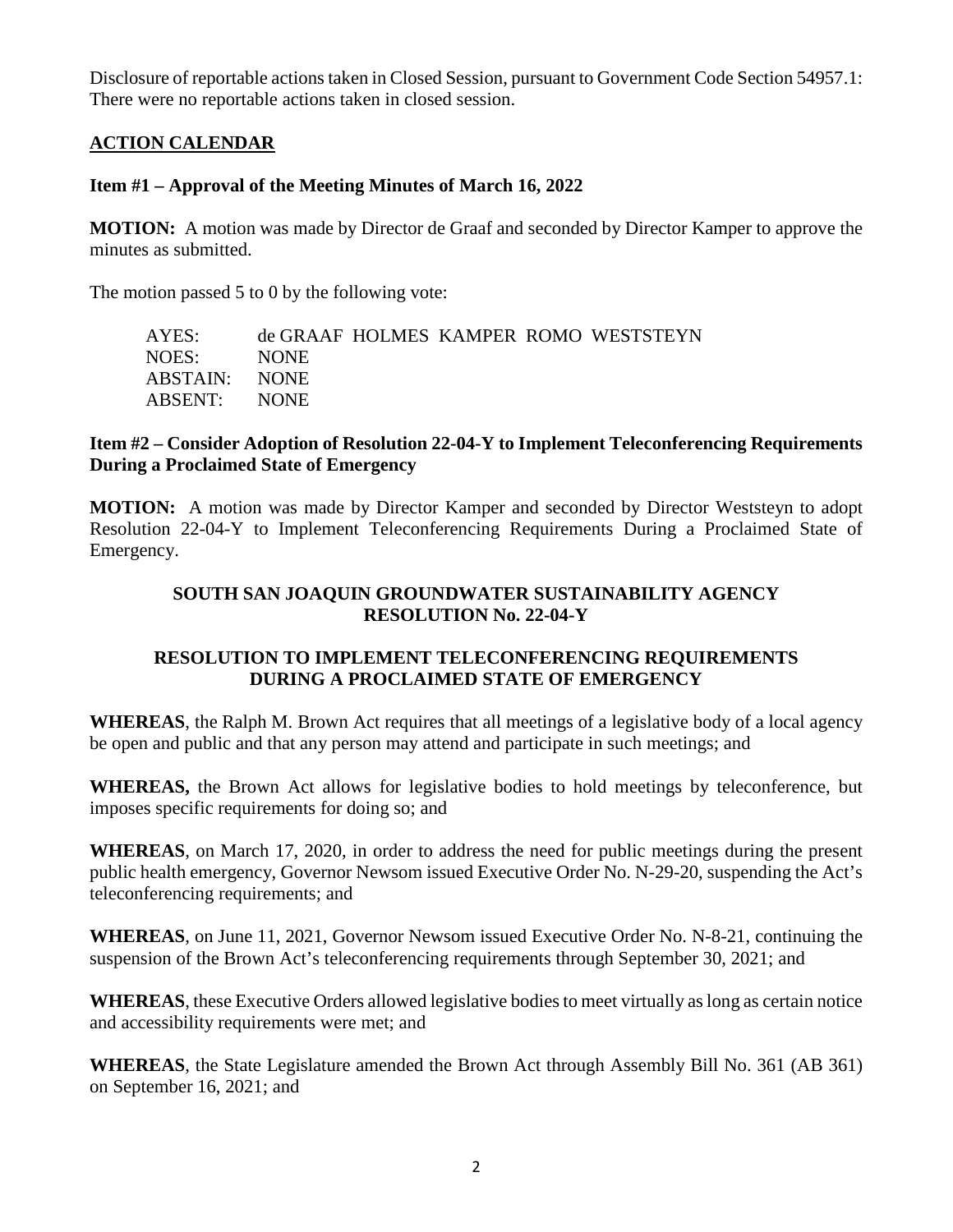Disclosure of reportable actions taken in Closed Session, pursuant to Government Code Section 54957.1: There were no reportable actions taken in closed session.

## ACTION CALENDAR

### Item #1 – Approval of the Meeting Minutes of March 16, 2022

**MOTION:** A motion was made by Director de Graaf and seconded by Director Kamper to approve the minutes as submitted.

The motion passed 5 to 0 by the following vote:

AYES: de GRAAF HOLMES KAMPER ROMO WESTSTEYN
NOES: NONE
ABSTAIN: NONE
ABSENT: NONE

### Item #2 – Consider Adoption of Resolution 22-04-Y to Implement Teleconferencing Requirements During a Proclaimed State of Emergency

**MOTION:** A motion was made by Director Kamper and seconded by Director Weststeyn to adopt Resolution 22-04-Y to Implement Teleconferencing Requirements During a Proclaimed State of Emergency.

**SOUTH SAN JOAQUIN GROUNDWATER SUSTAINABILITY AGENCY**
**RESOLUTION No. 22-04-Y**

**RESOLUTION TO IMPLEMENT TELECONFERENCING REQUIREMENTS DURING A PROCLAIMED STATE OF EMERGENCY**

**WHEREAS**, the Ralph M. Brown Act requires that all meetings of a legislative body of a local agency be open and public and that any person may attend and participate in such meetings; and

**WHEREAS,** the Brown Act allows for legislative bodies to hold meetings by teleconference, but imposes specific requirements for doing so; and

**WHEREAS**, on March 17, 2020, in order to address the need for public meetings during the present public health emergency, Governor Newsom issued Executive Order No. N-29-20, suspending the Act's teleconferencing requirements; and

**WHEREAS**, on June 11, 2021, Governor Newsom issued Executive Order No. N-8-21, continuing the suspension of the Brown Act's teleconferencing requirements through September 30, 2021; and

**WHEREAS**, these Executive Orders allowed legislative bodies to meet virtually as long as certain notice and accessibility requirements were met; and

**WHEREAS**, the State Legislature amended the Brown Act through Assembly Bill No. 361 (AB 361) on September 16, 2021; and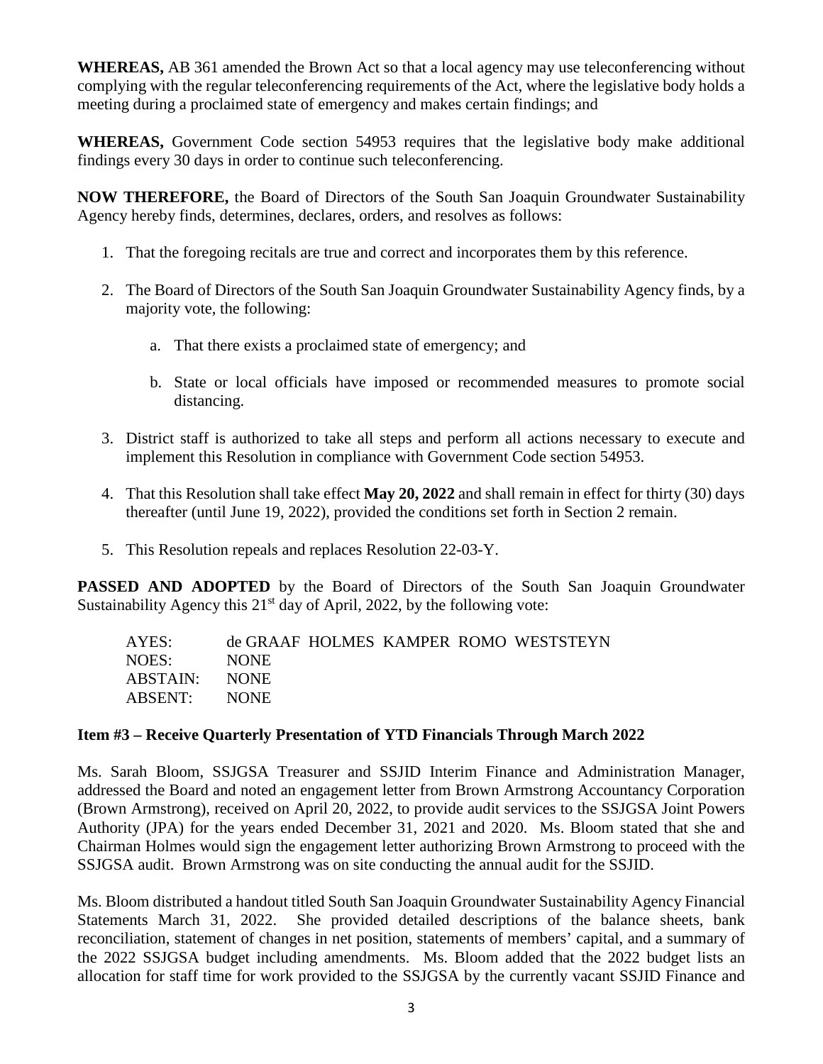**WHEREAS,** AB 361 amended the Brown Act so that a local agency may use teleconferencing without complying with the regular teleconferencing requirements of the Act, where the legislative body holds a meeting during a proclaimed state of emergency and makes certain findings; and

**WHEREAS,** Government Code section 54953 requires that the legislative body make additional findings every 30 days in order to continue such teleconferencing.

**NOW THEREFORE,** the Board of Directors of the South San Joaquin Groundwater Sustainability Agency hereby finds, determines, declares, orders, and resolves as follows:

1. That the foregoing recitals are true and correct and incorporates them by this reference.
2. The Board of Directors of the South San Joaquin Groundwater Sustainability Agency finds, by a majority vote, the following:
    a. That there exists a proclaimed state of emergency; and
    b. State or local officials have imposed or recommended measures to promote social distancing.
3. District staff is authorized to take all steps and perform all actions necessary to execute and implement this Resolution in compliance with Government Code section 54953.
4. That this Resolution shall take effect **May 20, 2022** and shall remain in effect for thirty (30) days thereafter (until June 19, 2022), provided the conditions set forth in Section 2 remain.
5. This Resolution repeals and replaces Resolution 22-03-Y.

**PASSED AND ADOPTED** by the Board of Directors of the South San Joaquin Groundwater Sustainability Agency this 21st day of April, 2022, by the following vote:

| | |
|---|---|
| AYES: | de GRAAF HOLMES KAMPER ROMO WESTSTEYN |
| NOES: | NONE |
| ABSTAIN: | NONE |
| ABSENT: | NONE |

**Item #3 – Receive Quarterly Presentation of YTD Financials Through March 2022**

Ms. Sarah Bloom, SSJGSA Treasurer and SSJID Interim Finance and Administration Manager, addressed the Board and noted an engagement letter from Brown Armstrong Accountancy Corporation (Brown Armstrong), received on April 20, 2022, to provide audit services to the SSJGSA Joint Powers Authority (JPA) for the years ended December 31, 2021 and 2020. Ms. Bloom stated that she and Chairman Holmes would sign the engagement letter authorizing Brown Armstrong to proceed with the SSJGSA audit. Brown Armstrong was on site conducting the annual audit for the SSJID.

Ms. Bloom distributed a handout titled South San Joaquin Groundwater Sustainability Agency Financial Statements March 31, 2022. She provided detailed descriptions of the balance sheets, bank reconciliation, statement of changes in net position, statements of members' capital, and a summary of the 2022 SSJGSA budget including amendments. Ms. Bloom added that the 2022 budget lists an allocation for staff time for work provided to the SSJGSA by the currently vacant SSJID Finance and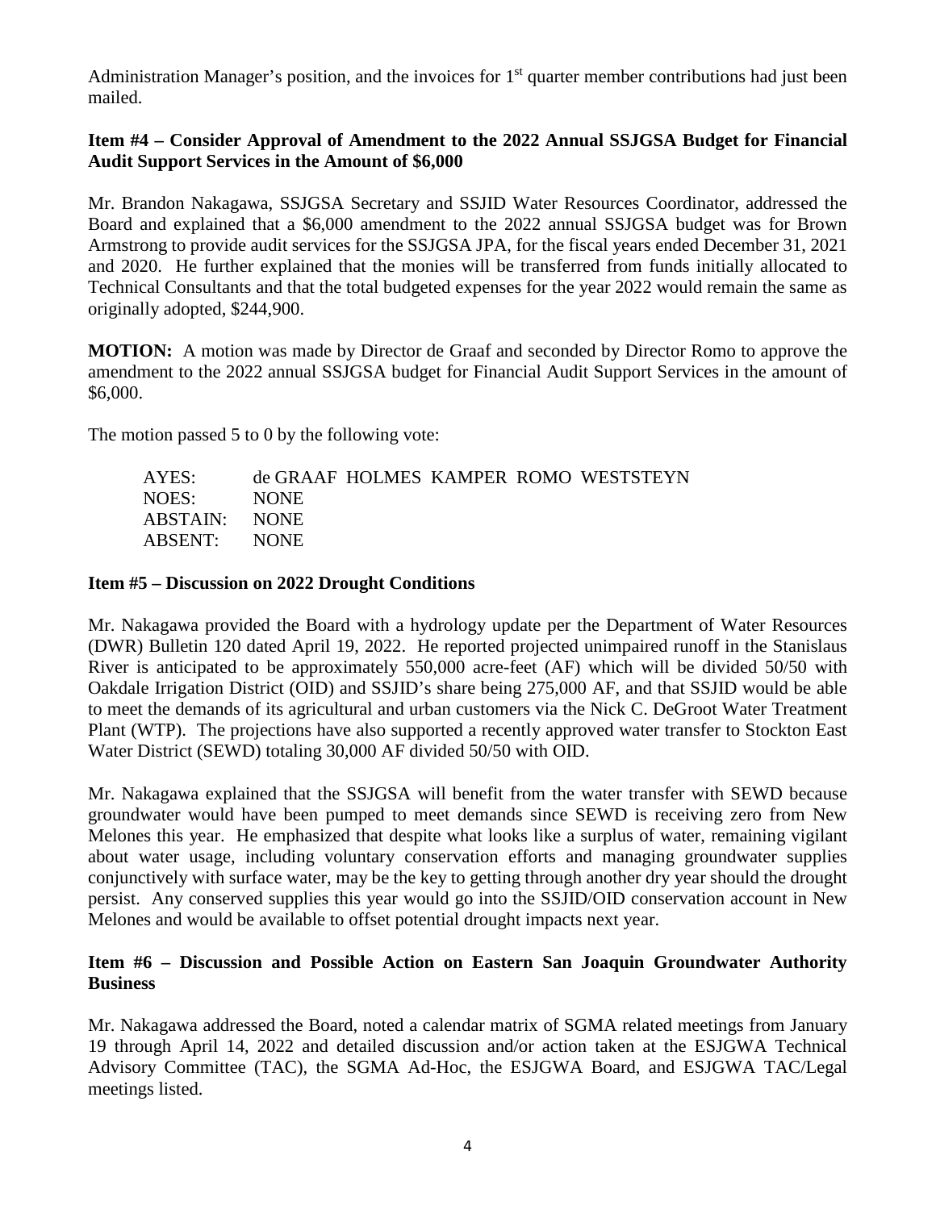Administration Manager's position, and the invoices for 1st quarter member contributions had just been mailed.

**Item #4 – Consider Approval of Amendment to the 2022 Annual SSJGSA Budget for Financial Audit Support Services in the Amount of $6,000**

Mr. Brandon Nakagawa, SSJGSA Secretary and SSJID Water Resources Coordinator, addressed the Board and explained that a $6,000 amendment to the 2022 annual SSJGSA budget was for Brown Armstrong to provide audit services for the SSJGSA JPA, for the fiscal years ended December 31, 2021 and 2020. He further explained that the monies will be transferred from funds initially allocated to Technical Consultants and that the total budgeted expenses for the year 2022 would remain the same as originally adopted, $244,900.

**MOTION:** A motion was made by Director de Graaf and seconded by Director Romo to approve the amendment to the 2022 annual SSJGSA budget for Financial Audit Support Services in the amount of $6,000.

The motion passed 5 to 0 by the following vote:

AYES: de GRAAF HOLMES KAMPER ROMO WESTSTEYN
NOES: NONE
ABSTAIN: NONE
ABSENT: NONE

**Item #5 – Discussion on 2022 Drought Conditions**

Mr. Nakagawa provided the Board with a hydrology update per the Department of Water Resources (DWR) Bulletin 120 dated April 19, 2022. He reported projected unimpaired runoff in the Stanislaus River is anticipated to be approximately 550,000 acre-feet (AF) which will be divided 50/50 with Oakdale Irrigation District (OID) and SSJID's share being 275,000 AF, and that SSJID would be able to meet the demands of its agricultural and urban customers via the Nick C. DeGroot Water Treatment Plant (WTP). The projections have also supported a recently approved water transfer to Stockton East Water District (SEWD) totaling 30,000 AF divided 50/50 with OID.

Mr. Nakagawa explained that the SSJGSA will benefit from the water transfer with SEWD because groundwater would have been pumped to meet demands since SEWD is receiving zero from New Melones this year. He emphasized that despite what looks like a surplus of water, remaining vigilant about water usage, including voluntary conservation efforts and managing groundwater supplies conjunctively with surface water, may be the key to getting through another dry year should the drought persist. Any conserved supplies this year would go into the SSJID/OID conservation account in New Melones and would be available to offset potential drought impacts next year.

**Item #6 – Discussion and Possible Action on Eastern San Joaquin Groundwater Authority Business**

Mr. Nakagawa addressed the Board, noted a calendar matrix of SGMA related meetings from January 19 through April 14, 2022 and detailed discussion and/or action taken at the ESJGWA Technical Advisory Committee (TAC), the SGMA Ad-Hoc, the ESJGWA Board, and ESJGWA TAC/Legal meetings listed.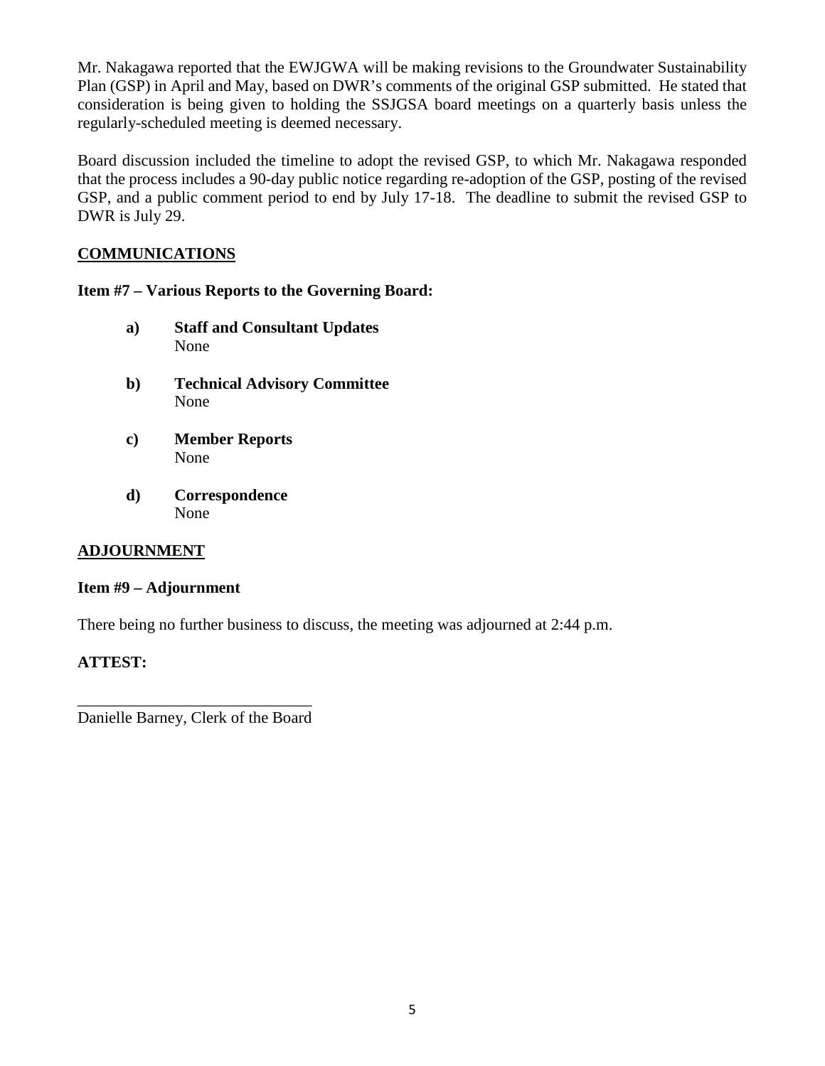Mr. Nakagawa reported that the EWJGWA will be making revisions to the Groundwater Sustainability Plan (GSP) in April and May, based on DWR's comments of the original GSP submitted. He stated that consideration is being given to holding the SSJGSA board meetings on a quarterly basis unless the regularly-scheduled meeting is deemed necessary.

Board discussion included the timeline to adopt the revised GSP, to which Mr. Nakagawa responded that the process includes a 90-day public notice regarding re-adoption of the GSP, posting of the revised GSP, and a public comment period to end by July 17-18. The deadline to submit the revised GSP to DWR is July 29.

## COMMUNICATIONS

### Item #7 – Various Reports to the Governing Board:

**a) Staff and Consultant Updates**
None

**b) Technical Advisory Committee**
None

**c) Member Reports**
None

**d) Correspondence**
None

## ADJOURNMENT

### Item #9 – Adjournment

There being no further business to discuss, the meeting was adjourned at 2:44 p.m.

**ATTEST:**

______________________________
Danielle Barney, Clerk of the Board